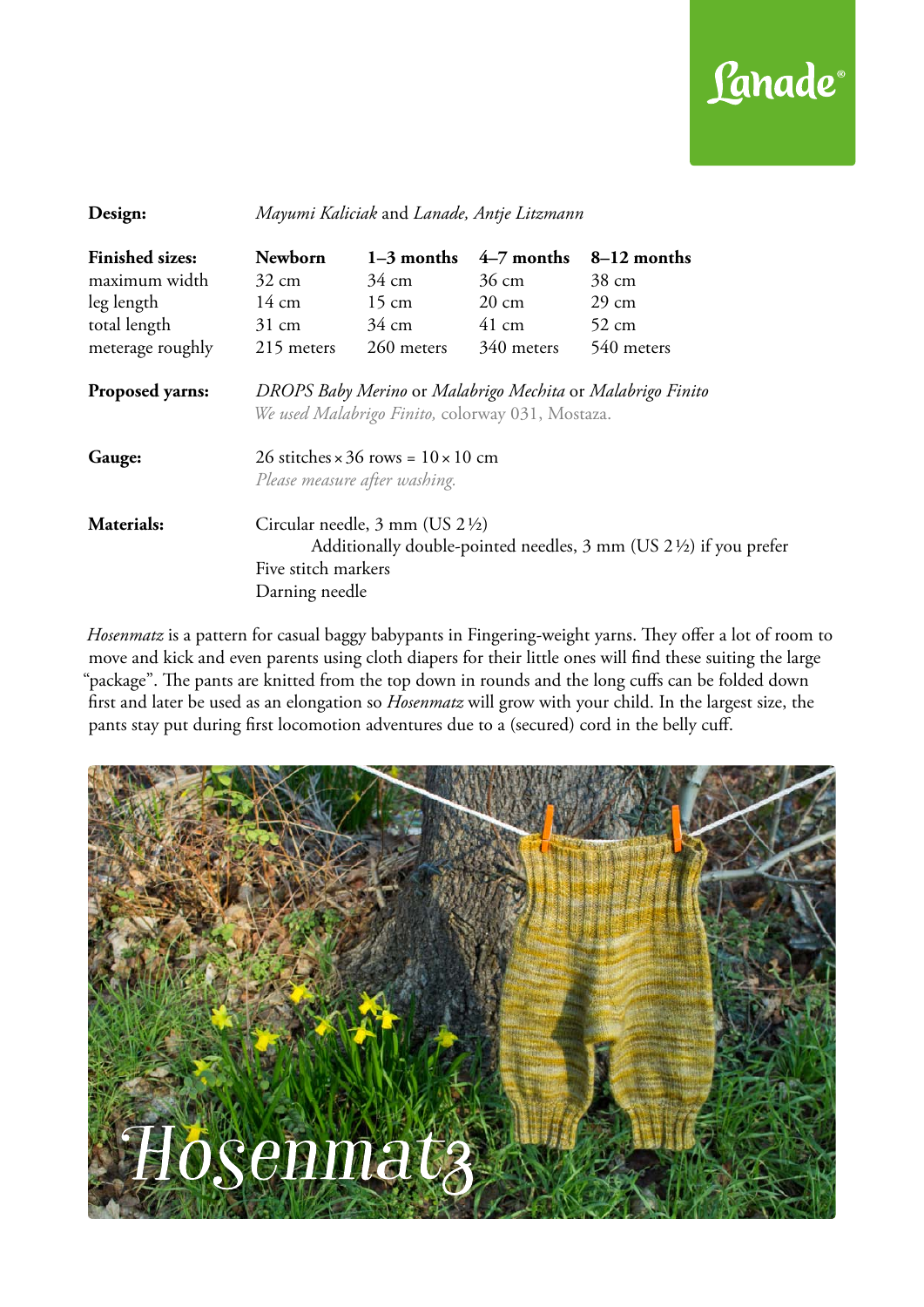Lanade®

| | | | | |
|---|---|---|---|---|
| **Design:** | *Mayumi Kaliciak* and *Lanade, Antje Litzmann* | | | |
| **Finished sizes:** | **Newborn** | **1–3 months** | **4–7 months** | **8–12 months** |
| maximum width | 32 cm | 34 cm | 36 cm | 38 cm |
| leg length | 14 cm | 15 cm | 20 cm | 29 cm |
| total length | 31 cm | 34 cm | 41 cm | 52 cm |
| meterage roughly | 215 meters | 260 meters | 340 meters | 540 meters |

**Proposed yarns:** *DROPS Baby Merino* or *Malabrigo Mechita* or *Malabrigo Finito*
*We used Malabrigo Finito,* colorway 031, Mostaza.

**Gauge:** 26 stitches × 36 rows = 10 × 10 cm
*Please measure after washing.*

**Materials:**
Circular needle, 3 mm (US 2½)
Additionally double-pointed needles, 3 mm (US 2½) if you prefer
Five stitch markers
Darning needle

*Hosenmatz* is a pattern for casual baggy babypants in Fingering-weight yarns. They offer a lot of room to move and kick and even parents using cloth diapers for their little ones will find these suiting the large "package". The pants are knitted from the top down in rounds and the long cuffs can be folded down first and later be used as an elongation so *Hosenmatz* will grow with your child. In the largest size, the pants stay put during first locomotion adventures due to a (secured) cord in the belly cuff.

# Hosenmatz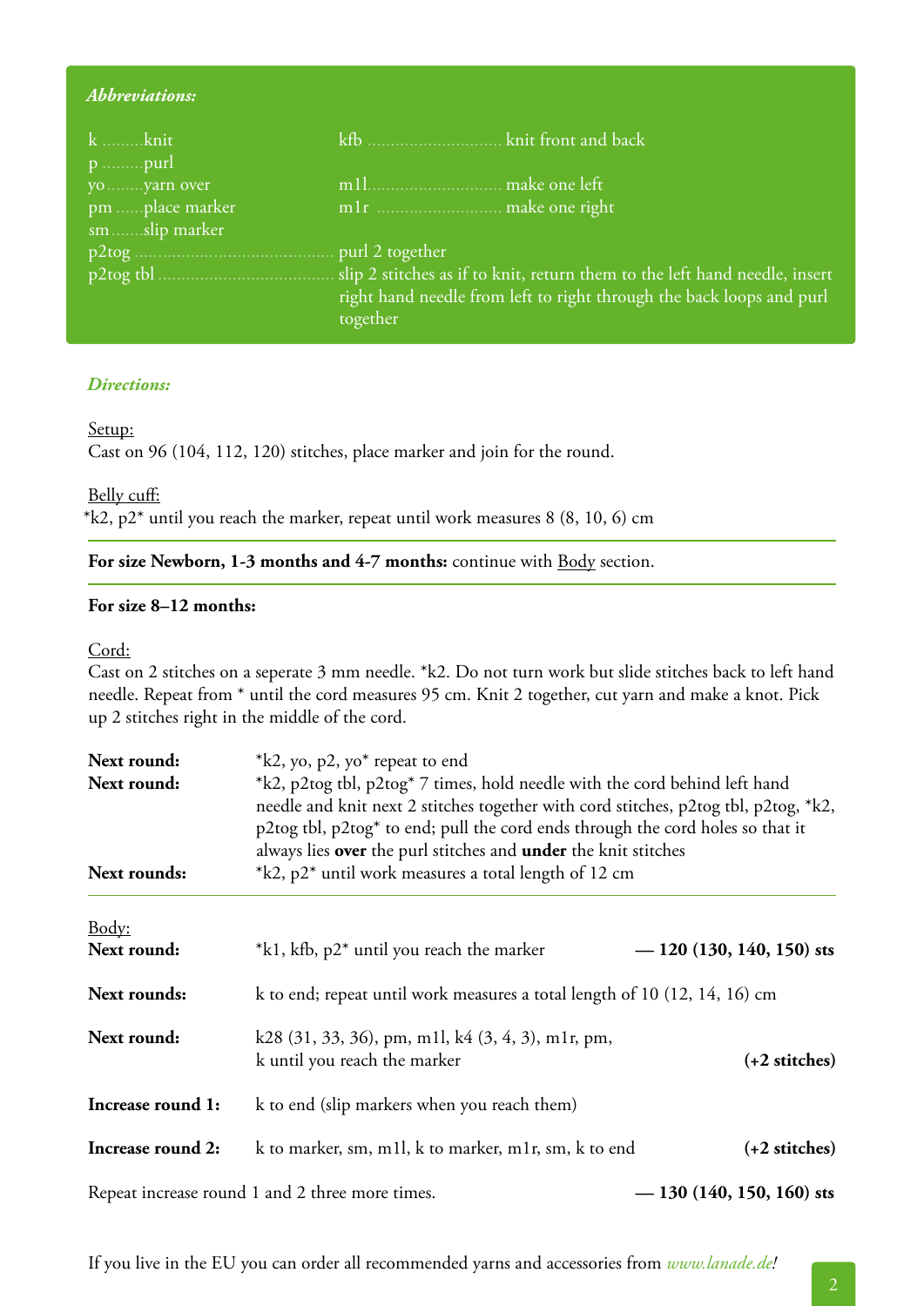***Abbreviations:***

| | | | |
|---|---|---|---|
| k | knit | kfb | knit front and back |
| p | purl | | |
| yo | yarn over | m1l | make one left |
| pm | place marker | m1r | make one right |
| sm | slip marker | | |
| p2tog | purl 2 together | | |
| p2tog tbl | slip 2 stitches as if to knit, return them to the left hand needle, insert right hand needle from left to right through the back loops and purl together | | |

***Directions:***

Setup:
Cast on 96 (104, 112, 120) stitches, place marker and join for the round.

Belly cuff:
*k2, p2* until you reach the marker, repeat until work measures 8 (8, 10, 6) cm

**For size Newborn, 1-3 months and 4-7 months:** continue with Body section.

**For size 8–12 months:**

Cord:
Cast on 2 stitches on a seperate 3 mm needle. *k2. Do not turn work but slide stitches back to left hand needle. Repeat from * until the cord measures 95 cm. Knit 2 together, cut yarn and make a knot. Pick up 2 stitches right in the middle of the cord.

**Next round:** *k2, yo, p2, yo* repeat to end

**Next round:** *k2, p2tog tbl, p2tog* 7 times, hold needle with the cord behind left hand needle and knit next 2 stitches together with cord stitches, p2tog tbl, p2tog, *k2, p2tog tbl, p2tog* to end; pull the cord ends through the cord holes so that it always lies **over** the purl stitches and **under** the knit stitches

**Next rounds:** *k2, p2* until work measures a total length of 12 cm

Body:

**Next round:** *k1, kfb, p2* until you reach the marker — **120 (130, 140, 150) sts**

**Next rounds:** k to end; repeat until work measures a total length of 10 (12, 14, 16) cm

**Next round:** k28 (31, 33, 36), pm, m1l, k4 (3, 4, 3), m1r, pm, k until you reach the marker **(+2 stitches)**

**Increase round 1:** k to end (slip markers when you reach them)

**Increase round 2:** k to marker, sm, m1l, k to marker, m1r, sm, k to end **(+2 stitches)**

Repeat increase round 1 and 2 three more times. — **130 (140, 150, 160) sts**

If you live in the EU you can order all recommended yarns and accessories from *www.lanade.de!*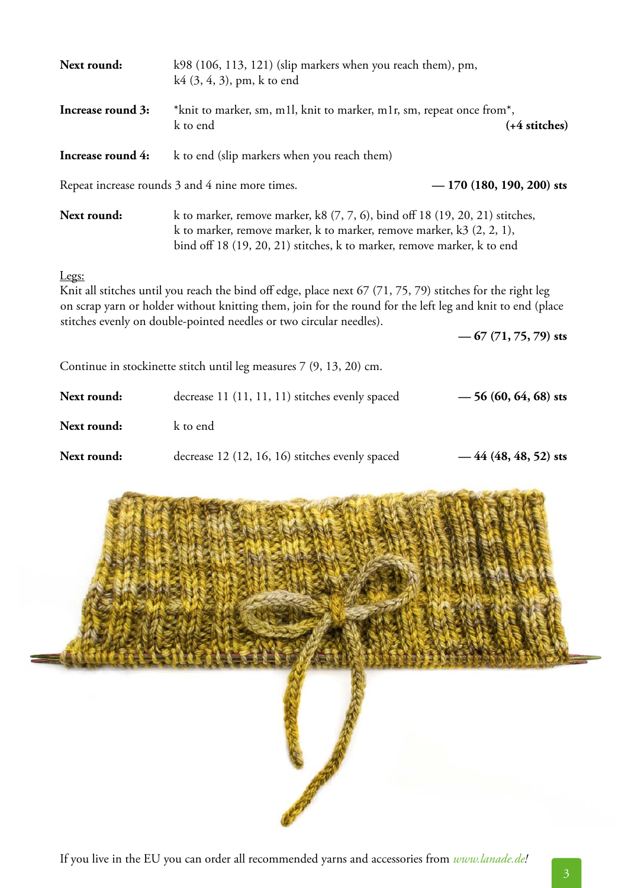**Next round:** k98 (106, 113, 121) (slip markers when you reach them), pm, k4 (3, 4, 3), pm, k to end

**Increase round 3:** *knit to marker, sm, m1l, knit to marker, m1r, sm, repeat once from*, k to end **(+4 stitches)**

**Increase round 4:** k to end (slip markers when you reach them)

Repeat increase rounds 3 and 4 nine more times. **— 170 (180, 190, 200) sts**

**Next round:** k to marker, remove marker, k8 (7, 7, 6), bind off 18 (19, 20, 21) stitches, k to marker, remove marker, k to marker, remove marker, k3 (2, 2, 1), bind off 18 (19, 20, 21) stitches, k to marker, remove marker, k to end

Legs:

Knit all stitches until you reach the bind off edge, place next 67 (71, 75, 79) stitches for the right leg on scrap yarn or holder without knitting them, join for the round for the left leg and knit to end (place stitches evenly on double-pointed needles or two circular needles). **— 67 (71, 75, 79) sts**

Continue in stockinette stitch until leg measures 7 (9, 13, 20) cm.

**Next round:** decrease 11 (11, 11, 11) stitches evenly spaced **— 56 (60, 64, 68) sts**

**Next round:** k to end

**Next round:** decrease 12 (12, 16, 16) stitches evenly spaced **— 44 (48, 48, 52) sts**

If you live in the EU you can order all recommended yarns and accessories from *www.lanade.de*!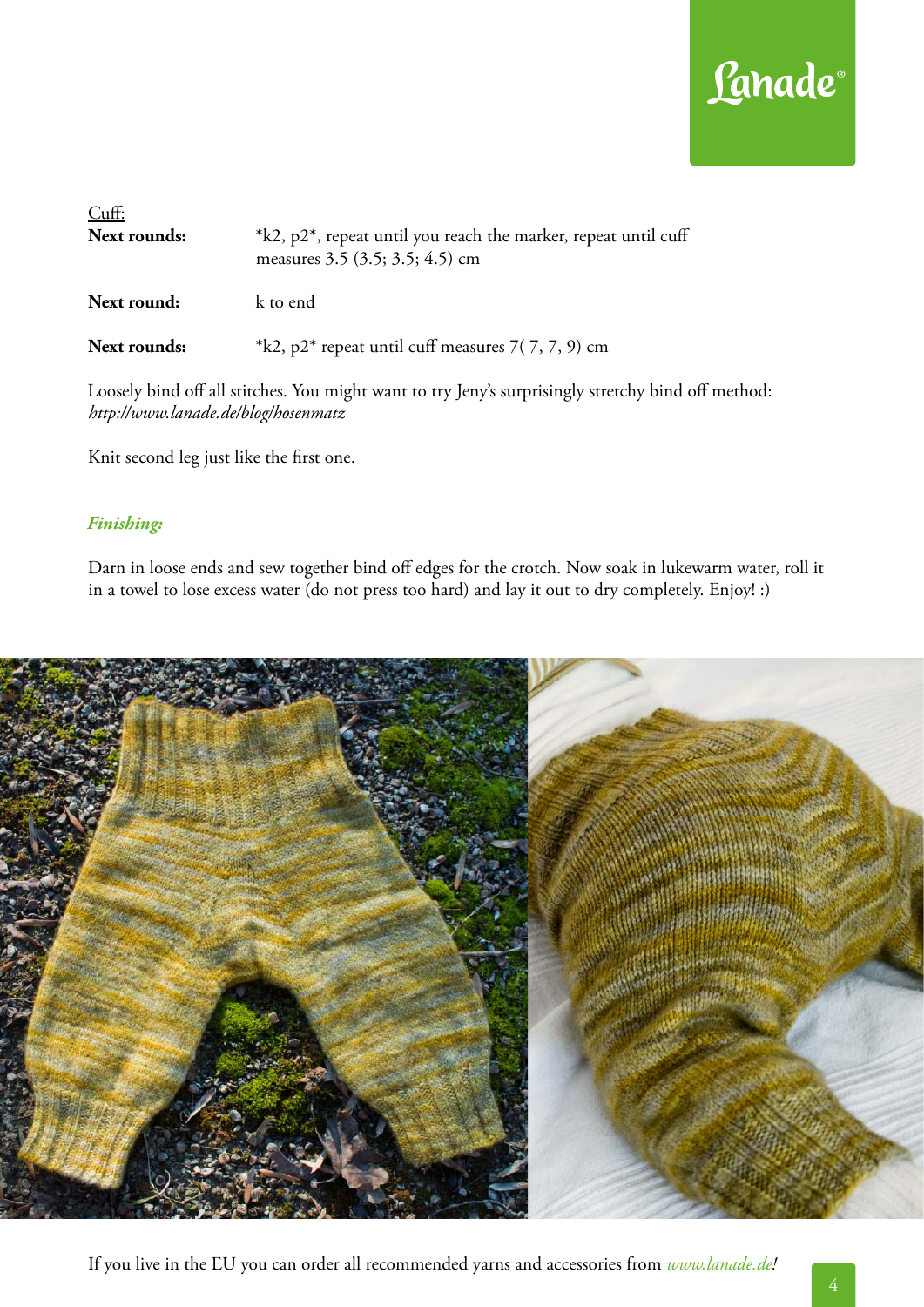Cuff:

**Next rounds:** *k2, p2*, repeat until you reach the marker, repeat until cuff measures 3.5 (3.5; 3.5; 4.5) cm

**Next round:** k to end

**Next rounds:** *k2, p2* repeat until cuff measures 7( 7, 7, 9) cm

Loosely bind off all stitches. You might want to try Jeny's surprisingly stretchy bind off method: *http://www.lanade.de/blog/hosenmatz*

Knit second leg just like the first one.

### *Finishing:*

Darn in loose ends and sew together bind off edges for the crotch. Now soak in lukewarm water, roll it in a towel to lose excess water (do not press too hard) and lay it out to dry completely. Enjoy! :)

If you live in the EU you can order all recommended yarns and accessories from *www.lanade.de*!